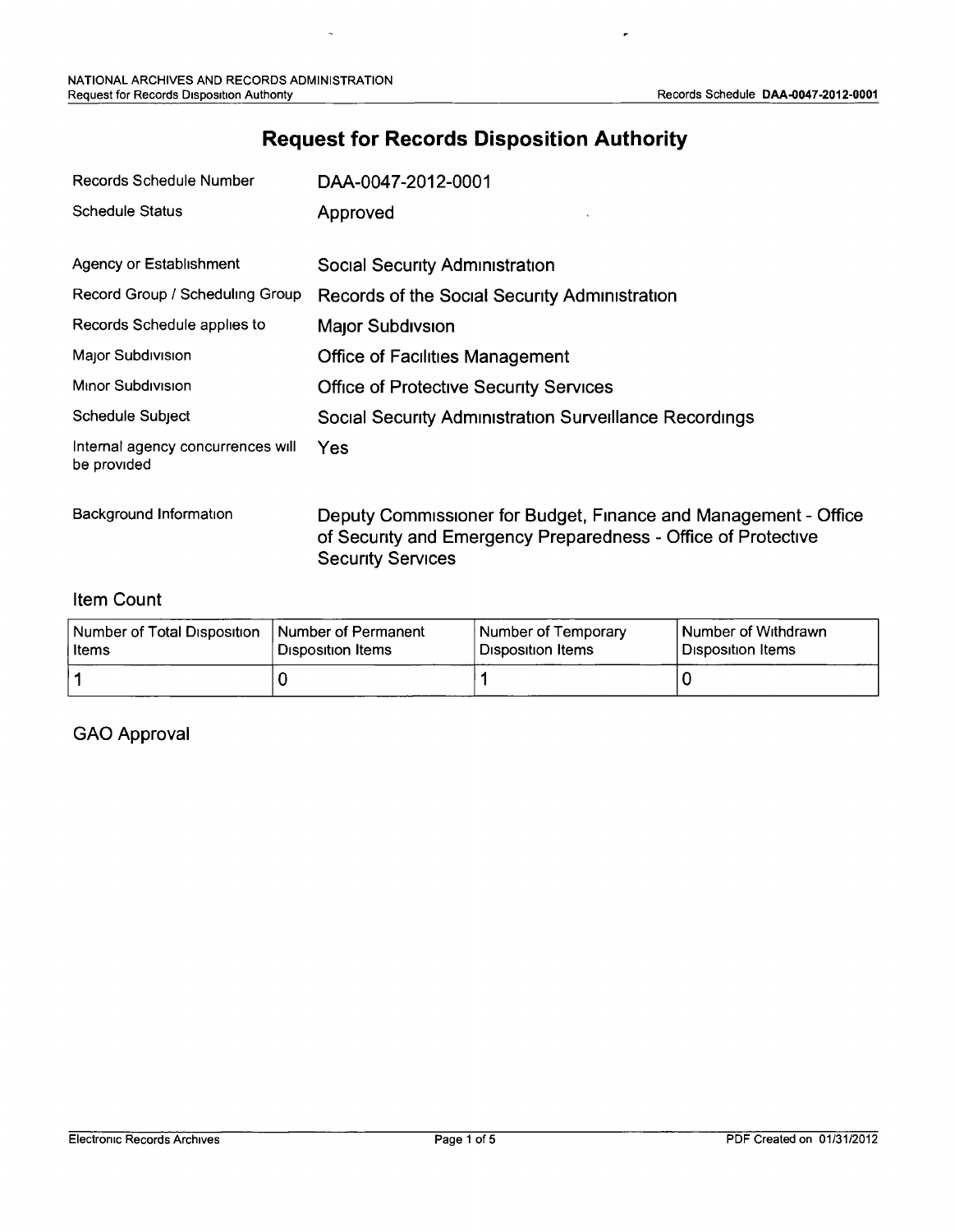# Request for Records Disposition Authority

| | |
|---|---|
| Records Schedule Number | DAA-0047-2012-0001 |
| Schedule Status | Approved |
| Agency or Establishment | Social Security Administration |
| Record Group / Scheduling Group | Records of the Social Security Administration |
| Records Schedule applies to | Major Subdivsion |
| Major Subdivision | Office of Facilities Management |
| Minor Subdivision | Office of Protective Security Services |
| Schedule Subject | Social Security Administration Surveillance Recordings |
| Internal agency concurrences will be provided | Yes |
| Background Information | Deputy Commissioner for Budget, Finance and Management - Office of Security and Emergency Preparedness - Office of Protective Security Services |

## Item Count

| Number of Total Disposition Items | Number of Permanent Disposition Items | Number of Temporary Disposition Items | Number of Withdrawn Disposition Items |
|---|---|---|---|
| 1 | 0 | 1 | 0 |

## GAO Approval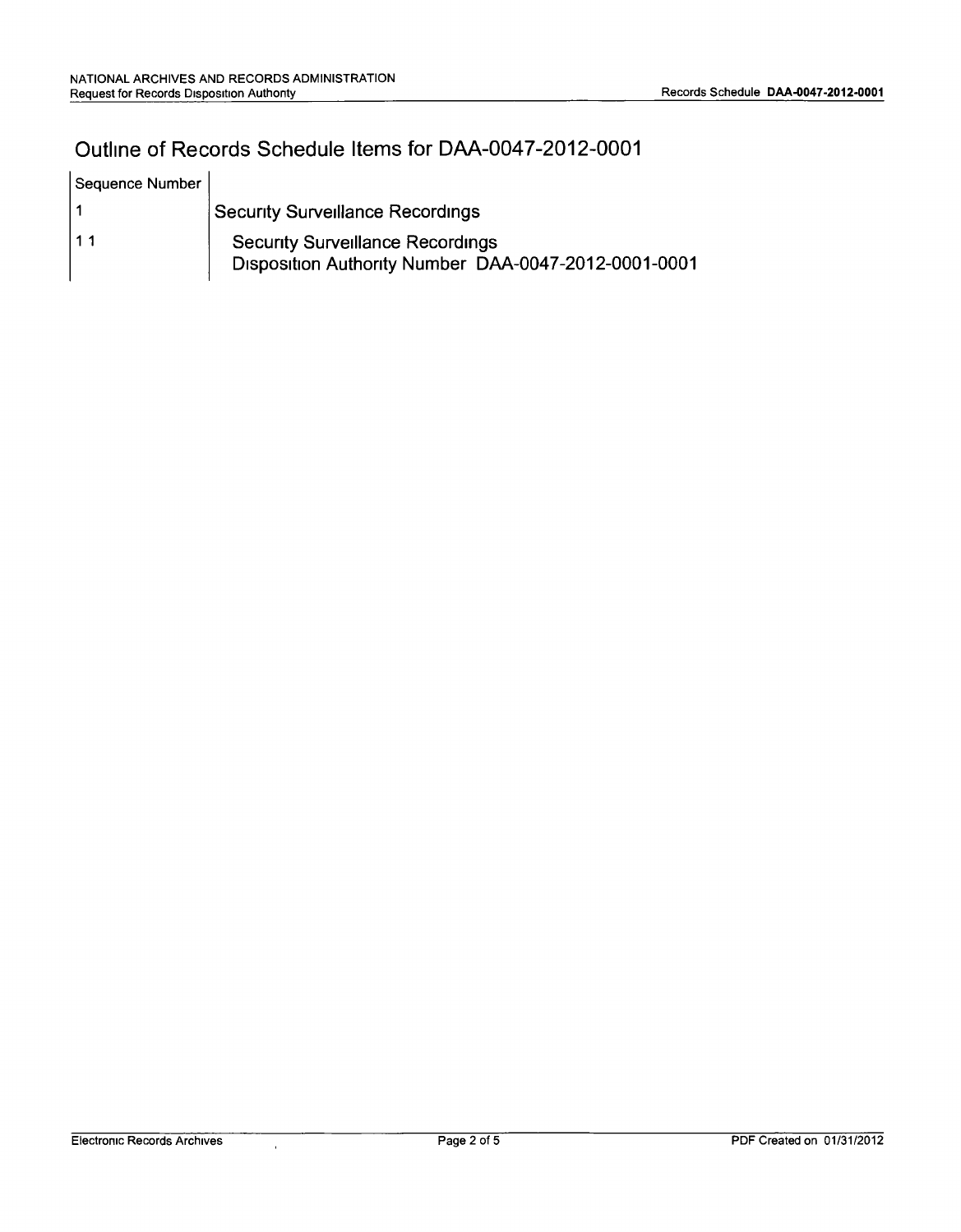# Outline of Records Schedule Items for DAA-0047-2012-0001

| Sequence Number | |
|---|---|
| 1 | Security Surveillance Recordings |
| 1 1 | Security Surveillance Recordings<br>Disposition Authority Number DAA-0047-2012-0001-0001 |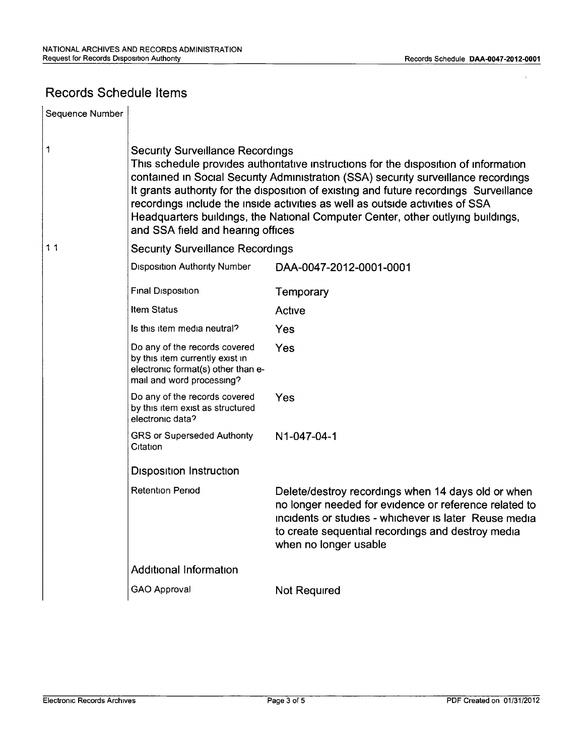## Records Schedule Items

| Sequence Number | | |
|---|---|---|
| 1 | **Security Surveillance Recordings**<br>This schedule provides authoritative instructions for the disposition of information contained in Social Security Administration (SSA) security surveillance recordings It grants authority for the disposition of existing and future recordings Surveillance recordings include the inside activities as well as outside activities of SSA Headquarters buildings, the National Computer Center, other outlying buildings, and SSA field and hearing offices | |
| 1 1 | **Security Surveillance Recordings** | |
| | Disposition Authority Number | DAA-0047-2012-0001-0001 |
| | Final Disposition | Temporary |
| | Item Status | Active |
| | Is this item media neutral? | Yes |
| | Do any of the records covered by this item currently exist in electronic format(s) other than e-mail and word processing? | Yes |
| | Do any of the records covered by this item exist as structured electronic data? | Yes |
| | GRS or Superseded Authority Citation | N1-047-04-1 |
| | **Disposition Instruction** | |
| | Retention Period | Delete/destroy recordings when 14 days old or when no longer needed for evidence or reference related to incidents or studies - whichever is later Reuse media to create sequential recordings and destroy media when no longer usable |
| | **Additional Information** | |
| | GAO Approval | Not Required |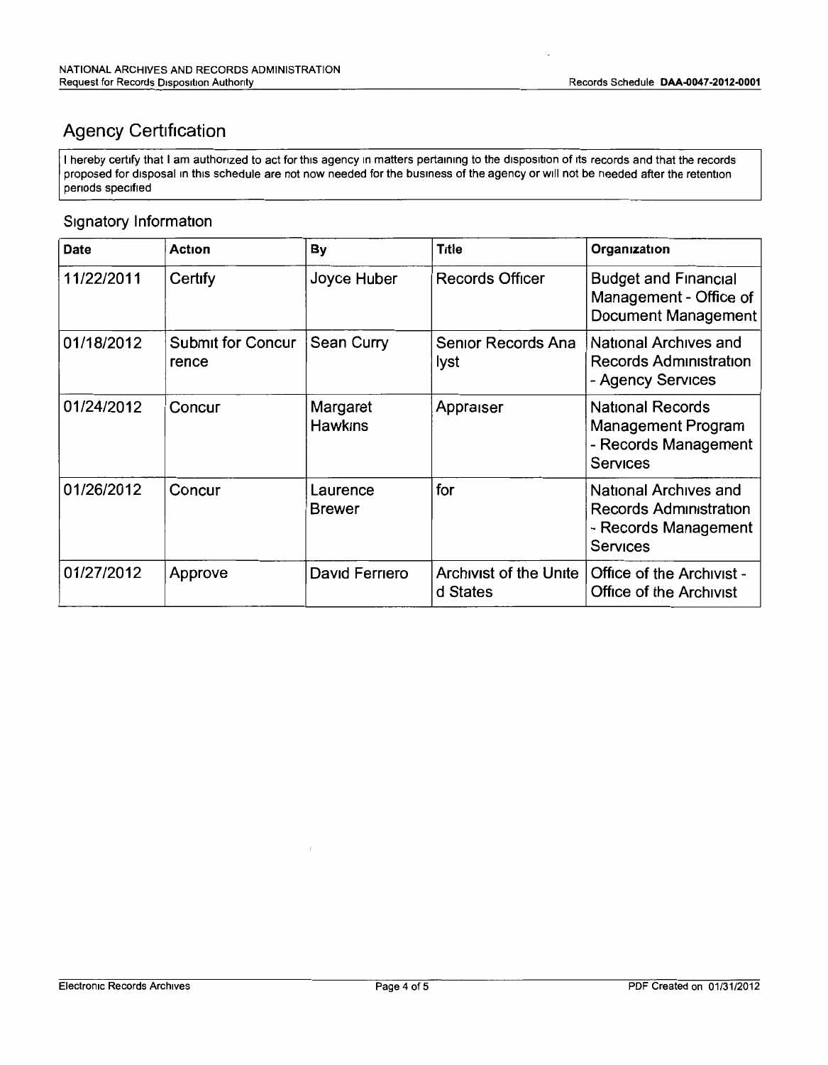## Agency Certification

I hereby certify that I am authorized to act for this agency in matters pertaining to the disposition of its records and that the records proposed for disposal in this schedule are not now needed for the business of the agency or will not be needed after the retention periods specified

### Signatory Information

| Date | Action | By | Title | Organization |
|---|---|---|---|---|
| 11/22/2011 | Certify | Joyce Huber | Records Officer | Budget and Financial Management - Office of Document Management |
| 01/18/2012 | Submit for Concurrence | Sean Curry | Senior Records Analyst | National Archives and Records Administration - Agency Services |
| 01/24/2012 | Concur | Margaret Hawkins | Appraiser | National Records Management Program - Records Management Services |
| 01/26/2012 | Concur | Laurence Brewer | for | National Archives and Records Administration - Records Management Services |
| 01/27/2012 | Approve | David Ferriero | Archivist of the United States | Office of the Archivist - Office of the Archivist |